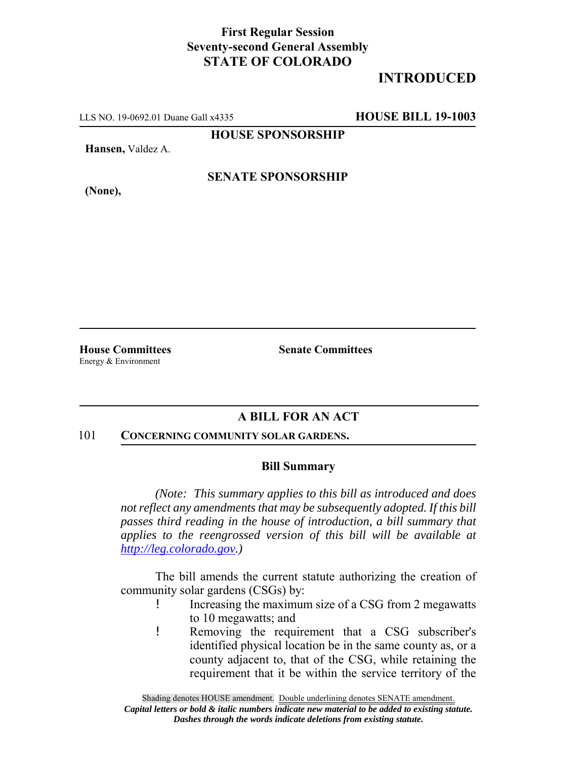**First Regular Session**
**Seventy-second General Assembly**
**STATE OF COLORADO**

# INTRODUCED

LLS NO. 19-0692.01 Duane Gall x4335 **HOUSE BILL 19-1003**

**HOUSE SPONSORSHIP**

**Hansen,** Valdez A.

**SENATE SPONSORSHIP**

**(None),**

**House Committees**
Energy & Environment

**Senate Committees**

## A BILL FOR AN ACT

101 **CONCERNING COMMUNITY SOLAR GARDENS.**

### Bill Summary

*(Note: This summary applies to this bill as introduced and does not reflect any amendments that may be subsequently adopted. If this bill passes third reading in the house of introduction, a bill summary that applies to the reengrossed version of this bill will be available at http://leg.colorado.gov.)*

The bill amends the current statute authorizing the creation of community solar gardens (CSGs) by:

- Increasing the maximum size of a CSG from 2 megawatts to 10 megawatts; and
- Removing the requirement that a CSG subscriber's identified physical location be in the same county as, or a county adjacent to, that of the CSG, while retaining the requirement that it be within the service territory of the

Shading denotes HOUSE amendment. Double underlining denotes SENATE amendment.
*Capital letters or bold & italic numbers indicate new material to be added to existing statute.*
*Dashes through the words indicate deletions from existing statute.*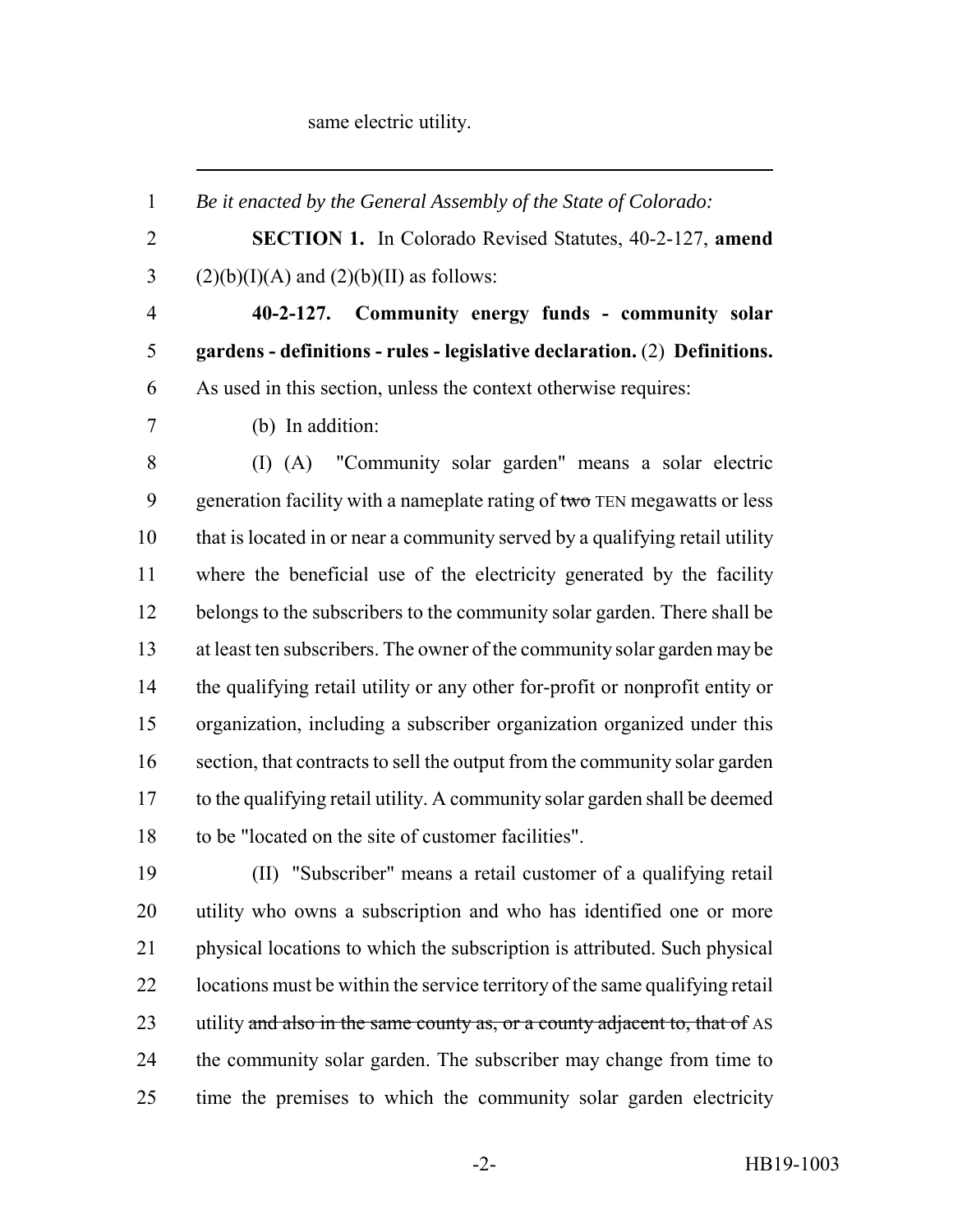same electric utility.

---

*Be it enacted by the General Assembly of the State of Colorado:*

**SECTION 1.** In Colorado Revised Statutes, 40-2-127, **amend** (2)(b)(I)(A) and (2)(b)(II) as follows:

**40-2-127. Community energy funds - community solar gardens - definitions - rules - legislative declaration.** (2) **Definitions.** As used in this section, unless the context otherwise requires:

(b) In addition:

(I) (A) "Community solar garden" means a solar electric generation facility with a nameplate rating of ~~two~~ TEN megawatts or less that is located in or near a community served by a qualifying retail utility where the beneficial use of the electricity generated by the facility belongs to the subscribers to the community solar garden. There shall be at least ten subscribers. The owner of the community solar garden may be the qualifying retail utility or any other for-profit or nonprofit entity or organization, including a subscriber organization organized under this section, that contracts to sell the output from the community solar garden to the qualifying retail utility. A community solar garden shall be deemed to be "located on the site of customer facilities".

(II) "Subscriber" means a retail customer of a qualifying retail utility who owns a subscription and who has identified one or more physical locations to which the subscription is attributed. Such physical locations must be within the service territory of the same qualifying retail utility ~~and also in the same county as, or a county adjacent to, that of~~ AS the community solar garden. The subscriber may change from time to time the premises to which the community solar garden electricity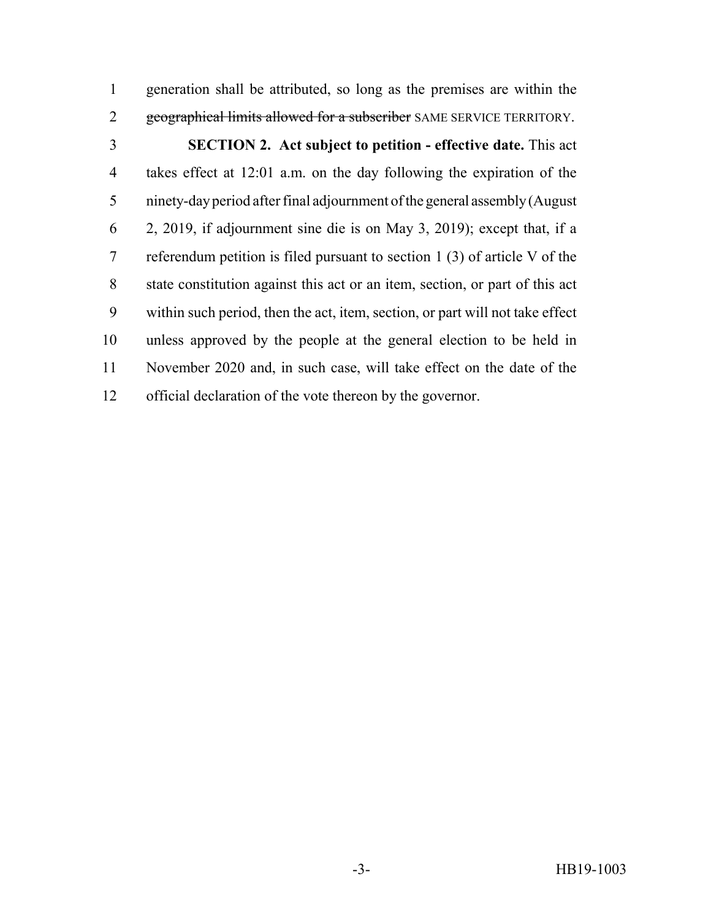generation shall be attributed, so long as the premises are within the ~~geographical limits allowed for a subscriber~~ SAME SERVICE TERRITORY.

**SECTION 2. Act subject to petition - effective date.** This act takes effect at 12:01 a.m. on the day following the expiration of the ninety-day period after final adjournment of the general assembly (August 2, 2019, if adjournment sine die is on May 3, 2019); except that, if a referendum petition is filed pursuant to section 1 (3) of article V of the state constitution against this act or an item, section, or part of this act within such period, then the act, item, section, or part will not take effect unless approved by the people at the general election to be held in November 2020 and, in such case, will take effect on the date of the official declaration of the vote thereon by the governor.